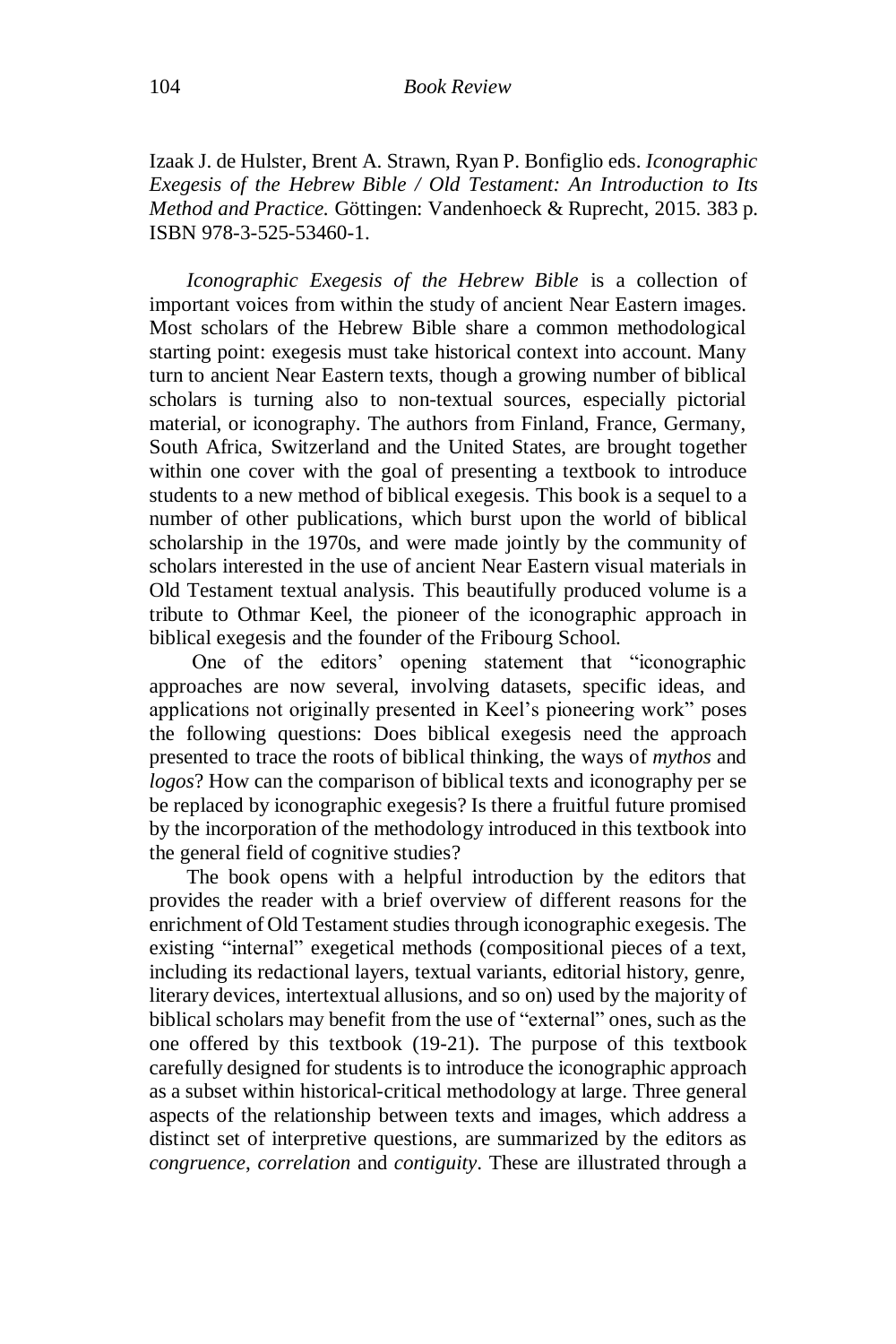Izaak J. de Hulster, Brent A. Strawn, Ryan P. Bonfiglio eds. *Iconographic Exegesis of the Hebrew Bible / Old Testament: An Introduction to Its Method and Practice.* Göttingen: Vandenhoeck & Ruprecht, 2015. 383 p. ISBN 978-3-525-53460-1.

*Iconographic Exegesis of the Hebrew Bible* is a collection of important voices from within the study of ancient Near Eastern images. Most scholars of the Hebrew Bible share a common methodological starting point: exegesis must take historical context into account. Many turn to ancient Near Eastern texts, though a growing number of biblical scholars is turning also to non-textual sources, especially pictorial material, or iconography. The authors from Finland, France, Germany, South Africa, Switzerland and the United States, are brought together within one cover with the goal of presenting a textbook to introduce students to a new method of biblical exegesis. This book is a sequel to a number of other publications, which burst upon the world of biblical scholarship in the 1970s, and were made jointly by the community of scholars interested in the use of ancient Near Eastern visual materials in Old Testament textual analysis. This beautifully produced volume is a tribute to Othmar Keel, the pioneer of the iconographic approach in biblical exegesis and the founder of the Fribourg School.

One of the editors' opening statement that "iconographic approaches are now several, involving datasets, specific ideas, and applications not originally presented in Keel's pioneering work" poses the following questions: Does biblical exegesis need the approach presented to trace the roots of biblical thinking, the ways of *mythos* and *logos*? How can the comparison of biblical texts and iconography per se be replaced by iconographic exegesis? Is there a fruitful future promised by the incorporation of the methodology introduced in this textbook into the general field of cognitive studies?

The book opens with a helpful introduction by the editors that provides the reader with a brief overview of different reasons for the enrichment of Old Testament studies through iconographic exegesis. The existing "internal" exegetical methods (compositional pieces of a text, including its redactional layers, textual variants, editorial history, genre, literary devices, intertextual allusions, and so on) used by the majority of biblical scholars may benefit from the use of "external" ones, such as the one offered by this textbook (19-21). The purpose of this textbook carefully designed for students is to introduce the iconographic approach as a subset within historical-critical methodology at large. Three general aspects of the relationship between texts and images, which address a distinct set of interpretive questions, are summarized by the editors as *congruence*, *correlation* and *contiguity*. These are illustrated through a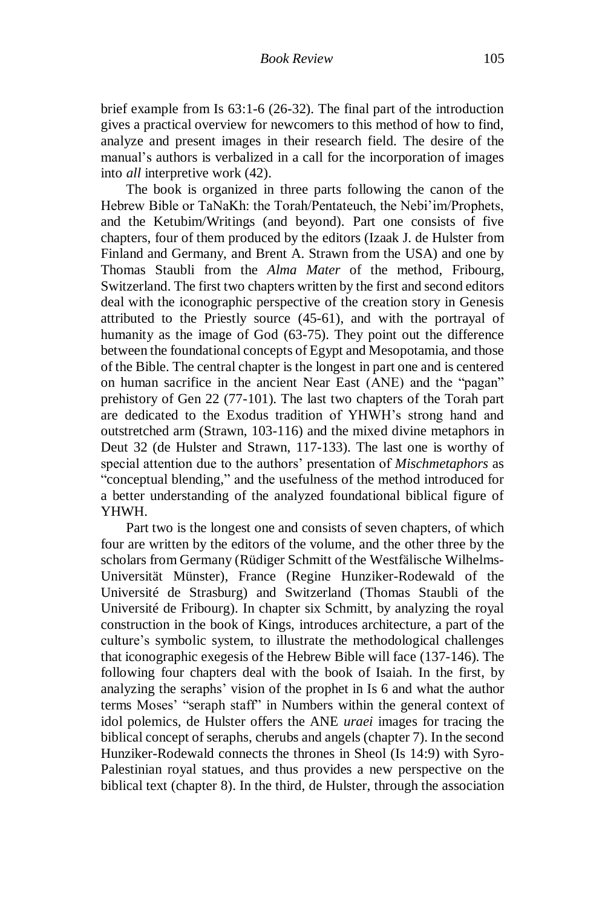brief example from Is 63:1-6 (26-32). The final part of the introduction gives a practical overview for newcomers to this method of how to find, analyze and present images in their research field. The desire of the manual's authors is verbalized in a call for the incorporation of images into *all* interpretive work (42).

The book is organized in three parts following the canon of the Hebrew Bible or TaNaKh: the Torah/Pentateuch, the Nebi'im/Prophets, and the Ketubim/Writings (and beyond). Part one consists of five chapters, four of them produced by the editors (Izaak J. de Hulster from Finland and Germany, and Brent A. Strawn from the USA) and one by Thomas Staubli from the *Alma Mater* of the method, Fribourg, Switzerland. The first two chapters written by the first and second editors deal with the iconographic perspective of the creation story in Genesis attributed to the Priestly source (45-61), and with the portrayal of humanity as the image of God (63-75). They point out the difference between the foundational concepts of Egypt and Mesopotamia, and those of the Bible. The central chapter is the longest in part one and is centered on human sacrifice in the ancient Near East (ANE) and the "pagan" prehistory of Gen 22 (77-101). The last two chapters of the Torah part are dedicated to the Exodus tradition of YHWH's strong hand and outstretched arm (Strawn, 103-116) and the mixed divine metaphors in Deut 32 (de Hulster and Strawn, 117-133). The last one is worthy of special attention due to the authors' presentation of *Mischmetaphors* as "conceptual blending," and the usefulness of the method introduced for a better understanding of the analyzed foundational biblical figure of YHWH.

Part two is the longest one and consists of seven chapters, of which four are written by the editors of the volume, and the other three by the scholars from Germany (Rüdiger Schmitt of the Westfälische Wilhelms-Universität Münster), France (Regine Hunziker-Rodewald of the Université de Strasburg) and Switzerland (Thomas Staubli of the Université de Fribourg). In chapter six Schmitt, by analyzing the royal construction in the book of Kings, introduces architecture, a part of the culture's symbolic system, to illustrate the methodological challenges that iconographic exegesis of the Hebrew Bible will face (137-146). The following four chapters deal with the book of Isaiah. In the first, by analyzing the seraphs' vision of the prophet in Is 6 and what the author terms Moses' "seraph staff" in Numbers within the general context of idol polemics, de Hulster offers the ANE *uraei* images for tracing the biblical concept of seraphs, cherubs and angels (chapter 7). In the second Hunziker-Rodewald connects the thrones in Sheol (Is 14:9) with Syro-Palestinian royal statues, and thus provides a new perspective on the biblical text (chapter 8). In the third, de Hulster, through the association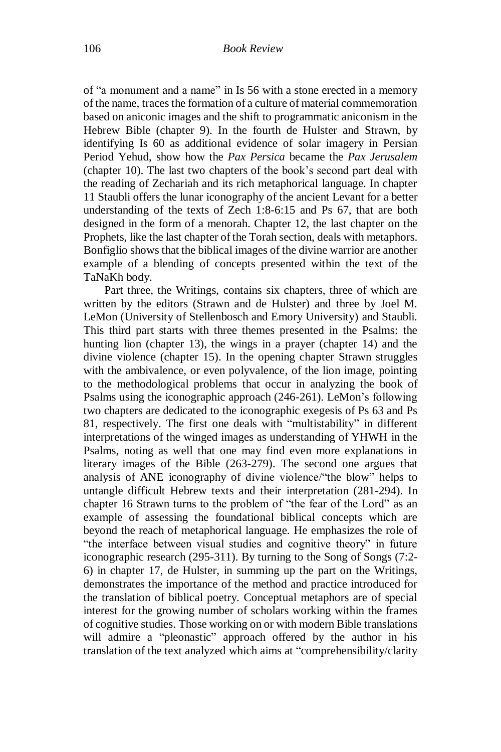of "a monument and a name" in Is 56 with a stone erected in a memory of the name, traces the formation of a culture of material commemoration based on aniconic images and the shift to programmatic aniconism in the Hebrew Bible (chapter 9). In the fourth de Hulster and Strawn, by identifying Is 60 as additional evidence of solar imagery in Persian Period Yehud, show how the *Pax Persica* became the *Pax Jerusalem* (chapter 10). The last two chapters of the book's second part deal with the reading of Zechariah and its rich metaphorical language. In chapter 11 Staubli offers the lunar iconography of the ancient Levant for a better understanding of the texts of Zech 1:8-6:15 and Ps 67, that are both designed in the form of a menorah. Chapter 12, the last chapter on the Prophets, like the last chapter of the Torah section, deals with metaphors. Bonfiglio shows that the biblical images of the divine warrior are another example of a blending of concepts presented within the text of the TaNaKh body.

Part three, the Writings, contains six chapters, three of which are written by the editors (Strawn and de Hulster) and three by Joel M. LeMon (University of Stellenbosch and Emory University) and Staubli. This third part starts with three themes presented in the Psalms: the hunting lion (chapter 13), the wings in a prayer (chapter 14) and the divine violence (chapter 15). In the opening chapter Strawn struggles with the ambivalence, or even polyvalence, of the lion image, pointing to the methodological problems that occur in analyzing the book of Psalms using the iconographic approach (246-261). LeMon's following two chapters are dedicated to the iconographic exegesis of Ps 63 and Ps 81, respectively. The first one deals with "multistability" in different interpretations of the winged images as understanding of YHWH in the Psalms, noting as well that one may find even more explanations in literary images of the Bible (263-279). The second one argues that analysis of ANE iconography of divine violence/"the blow" helps to untangle difficult Hebrew texts and their interpretation (281-294). In chapter 16 Strawn turns to the problem of "the fear of the Lord" as an example of assessing the foundational biblical concepts which are beyond the reach of metaphorical language. He emphasizes the role of "the interface between visual studies and cognitive theory" in future iconographic research (295-311). By turning to the Song of Songs (7:2-6) in chapter 17, de Hulster, in summing up the part on the Writings, demonstrates the importance of the method and practice introduced for the translation of biblical poetry. Conceptual metaphors are of special interest for the growing number of scholars working within the frames of cognitive studies. Those working on or with modern Bible translations will admire a "pleonastic" approach offered by the author in his translation of the text analyzed which aims at "comprehensibility/clarity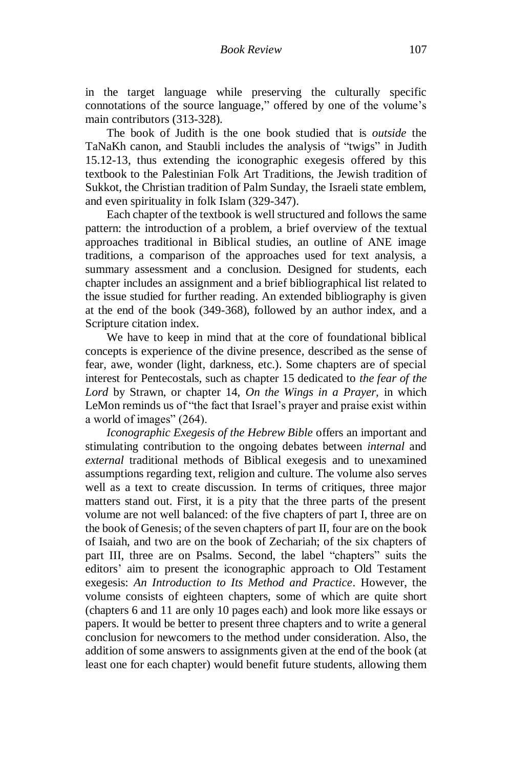in the target language while preserving the culturally specific connotations of the source language," offered by one of the volume's main contributors (313-328).

The book of Judith is the one book studied that is *outside* the TaNaKh canon, and Staubli includes the analysis of "twigs" in Judith 15.12-13, thus extending the iconographic exegesis offered by this textbook to the Palestinian Folk Art Traditions, the Jewish tradition of Sukkot, the Christian tradition of Palm Sunday, the Israeli state emblem, and even spirituality in folk Islam (329-347).

Each chapter of the textbook is well structured and follows the same pattern: the introduction of a problem, a brief overview of the textual approaches traditional in Biblical studies, an outline of ANE image traditions, a comparison of the approaches used for text analysis, a summary assessment and a conclusion. Designed for students, each chapter includes an assignment and a brief bibliographical list related to the issue studied for further reading. An extended bibliography is given at the end of the book (349-368), followed by an author index, and a Scripture citation index.

We have to keep in mind that at the core of foundational biblical concepts is experience of the divine presence, described as the sense of fear, awe, wonder (light, darkness, etc.). Some chapters are of special interest for Pentecostals, such as chapter 15 dedicated to *the fear of the Lord* by Strawn, or chapter 14, *On the Wings in a Prayer,* in which LeMon reminds us of "the fact that Israel's prayer and praise exist within a world of images" (264).

*Iconographic Exegesis of the Hebrew Bible* offers an important and stimulating contribution to the ongoing debates between *internal* and *external* traditional methods of Biblical exegesis and to unexamined assumptions regarding text, religion and culture. The volume also serves well as a text to create discussion. In terms of critiques, three major matters stand out. First, it is a pity that the three parts of the present volume are not well balanced: of the five chapters of part I, three are on the book of Genesis; of the seven chapters of part II, four are on the book of Isaiah, and two are on the book of Zechariah; of the six chapters of part III, three are on Psalms. Second, the label "chapters" suits the editors' aim to present the iconographic approach to Old Testament exegesis: *An Introduction to Its Method and Practice*. However, the volume consists of eighteen chapters, some of which are quite short (chapters 6 and 11 are only 10 pages each) and look more like essays or papers. It would be better to present three chapters and to write a general conclusion for newcomers to the method under consideration. Also, the addition of some answers to assignments given at the end of the book (at least one for each chapter) would benefit future students, allowing them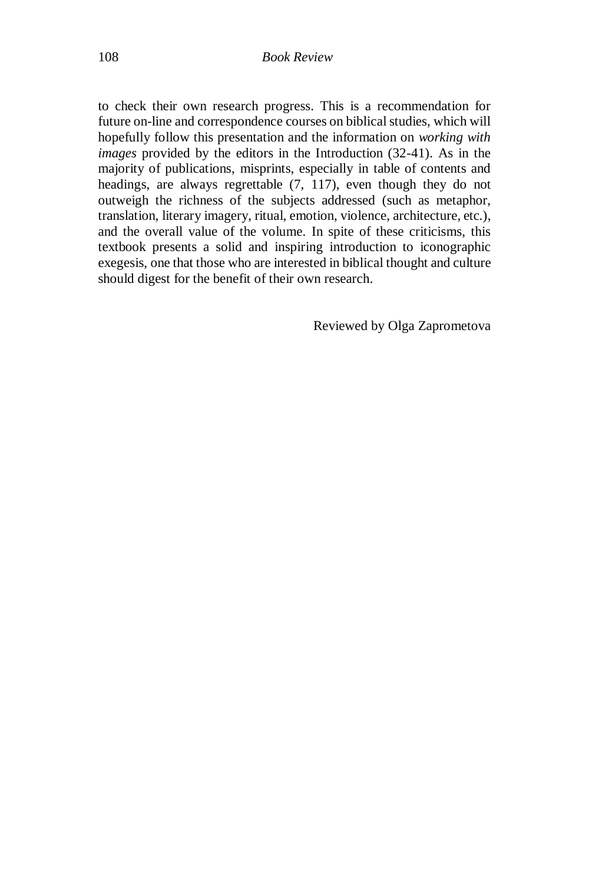to check their own research progress. This is a recommendation for future on-line and correspondence courses on biblical studies, which will hopefully follow this presentation and the information on *working with images* provided by the editors in the Introduction (32-41). As in the majority of publications, misprints, especially in table of contents and headings, are always regrettable (7, 117), even though they do not outweigh the richness of the subjects addressed (such as metaphor, translation, literary imagery, ritual, emotion, violence, architecture, etc.), and the overall value of the volume. In spite of these criticisms, this textbook presents a solid and inspiring introduction to iconographic exegesis, one that those who are interested in biblical thought and culture should digest for the benefit of their own research.

Reviewed by Olga Zaprometova